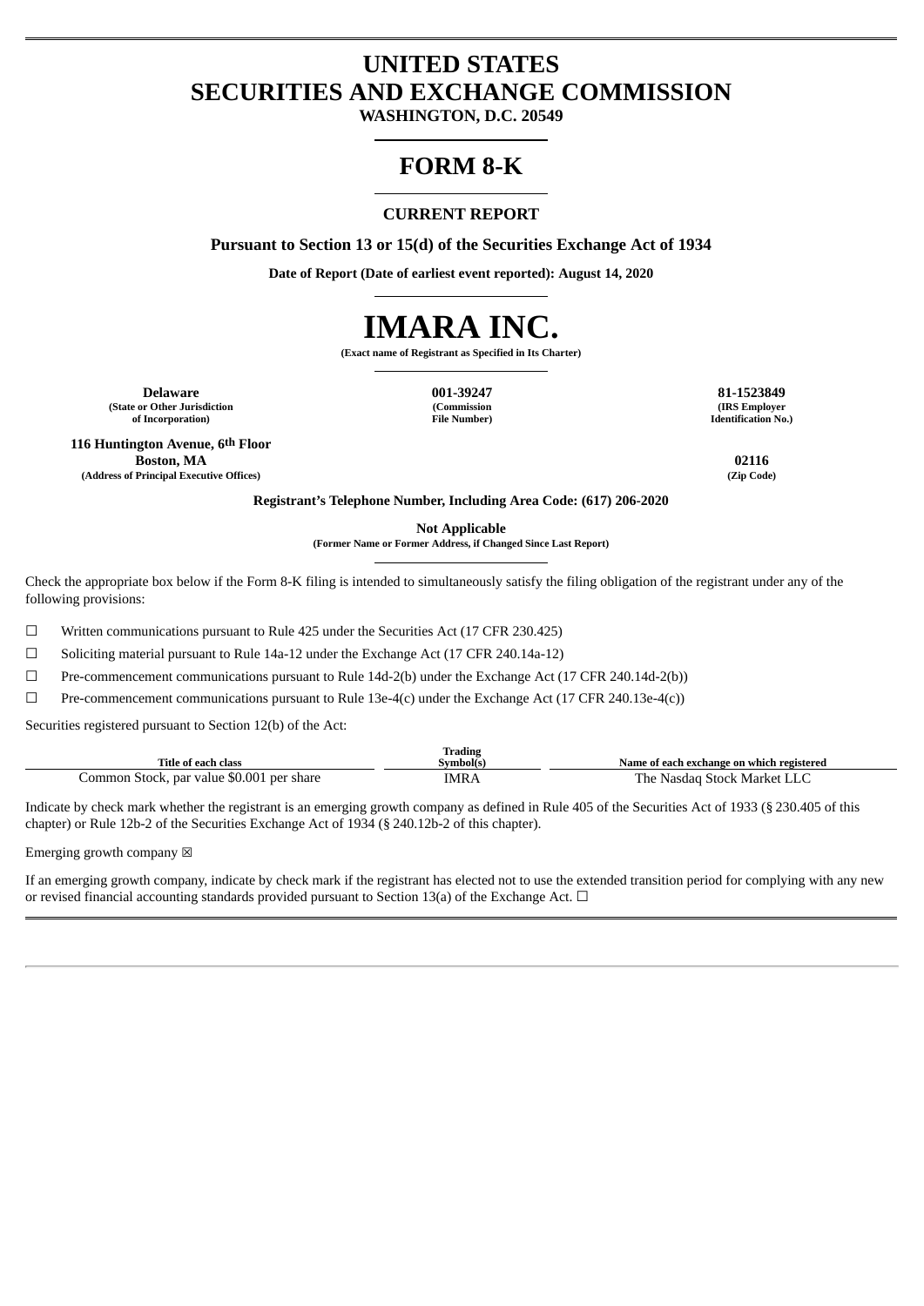# UNITED STATES
# SECURITIES AND EXCHANGE COMMISSION

**WASHINGTON, D.C. 20549**

# FORM 8-K

## CURRENT REPORT

**Pursuant to Section 13 or 15(d) of the Securities Exchange Act of 1934**

**Date of Report (Date of earliest event reported): August 14, 2020**

# IMARA INC.

**(Exact name of Registrant as Specified in Its Charter)**

| | | |
|---|---|---|
| **Delaware** | **001-39247** | **81-1523849** |
| **(State or Other Jurisdiction of Incorporation)** | **(Commission File Number)** | **(IRS Employer Identification No.)** |

| | |
|---|---|
| **116 Huntington Avenue, 6th Floor Boston, MA** | **02116** |
| **(Address of Principal Executive Offices)** | **(Zip Code)** |

**Registrant's Telephone Number, Including Area Code: (617) 206-2020**

**Not Applicable**
**(Former Name or Former Address, if Changed Since Last Report)**

Check the appropriate box below if the Form 8-K filing is intended to simultaneously satisfy the filing obligation of the registrant under any of the following provisions:

☐ Written communications pursuant to Rule 425 under the Securities Act (17 CFR 230.425)

☐ Soliciting material pursuant to Rule 14a-12 under the Exchange Act (17 CFR 240.14a-12)

☐ Pre-commencement communications pursuant to Rule 14d-2(b) under the Exchange Act (17 CFR 240.14d-2(b))

☐ Pre-commencement communications pursuant to Rule 13e-4(c) under the Exchange Act (17 CFR 240.13e-4(c))

Securities registered pursuant to Section 12(b) of the Act:

| Title of each class | Trading Symbol(s) | Name of each exchange on which registered |
|---|---|---|
| Common Stock, par value $0.001 per share | IMRA | The Nasdaq Stock Market LLC |

Indicate by check mark whether the registrant is an emerging growth company as defined in Rule 405 of the Securities Act of 1933 (§ 230.405 of this chapter) or Rule 12b-2 of the Securities Exchange Act of 1934 (§ 240.12b-2 of this chapter).

Emerging growth company ☒

If an emerging growth company, indicate by check mark if the registrant has elected not to use the extended transition period for complying with any new or revised financial accounting standards provided pursuant to Section 13(a) of the Exchange Act. ☐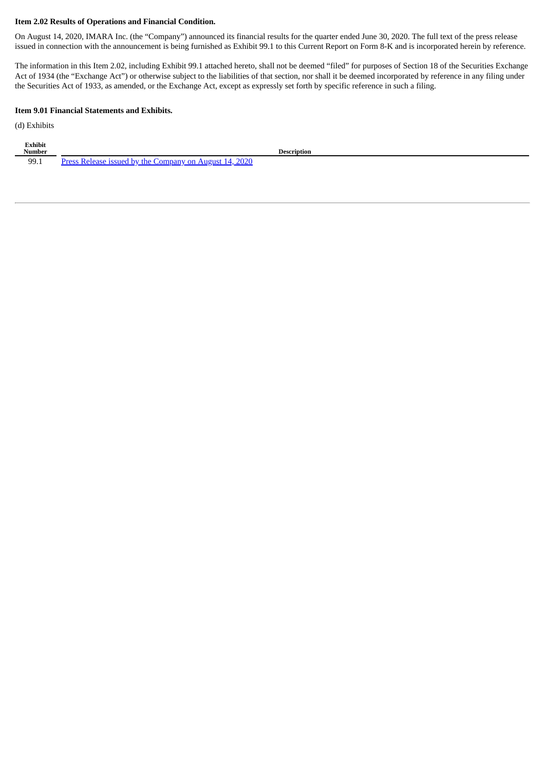**Item 2.02 Results of Operations and Financial Condition.**

On August 14, 2020, IMARA Inc. (the "Company") announced its financial results for the quarter ended June 30, 2020. The full text of the press release issued in connection with the announcement is being furnished as Exhibit 99.1 to this Current Report on Form 8-K and is incorporated herein by reference.

The information in this Item 2.02, including Exhibit 99.1 attached hereto, shall not be deemed "filed" for purposes of Section 18 of the Securities Exchange Act of 1934 (the "Exchange Act") or otherwise subject to the liabilities of that section, nor shall it be deemed incorporated by reference in any filing under the Securities Act of 1933, as amended, or the Exchange Act, except as expressly set forth by specific reference in such a filing.

**Item 9.01 Financial Statements and Exhibits.**

(d) Exhibits

| Exhibit Number | Description |
|---|---|
| 99.1 | Press Release issued by the Company on August 14, 2020 |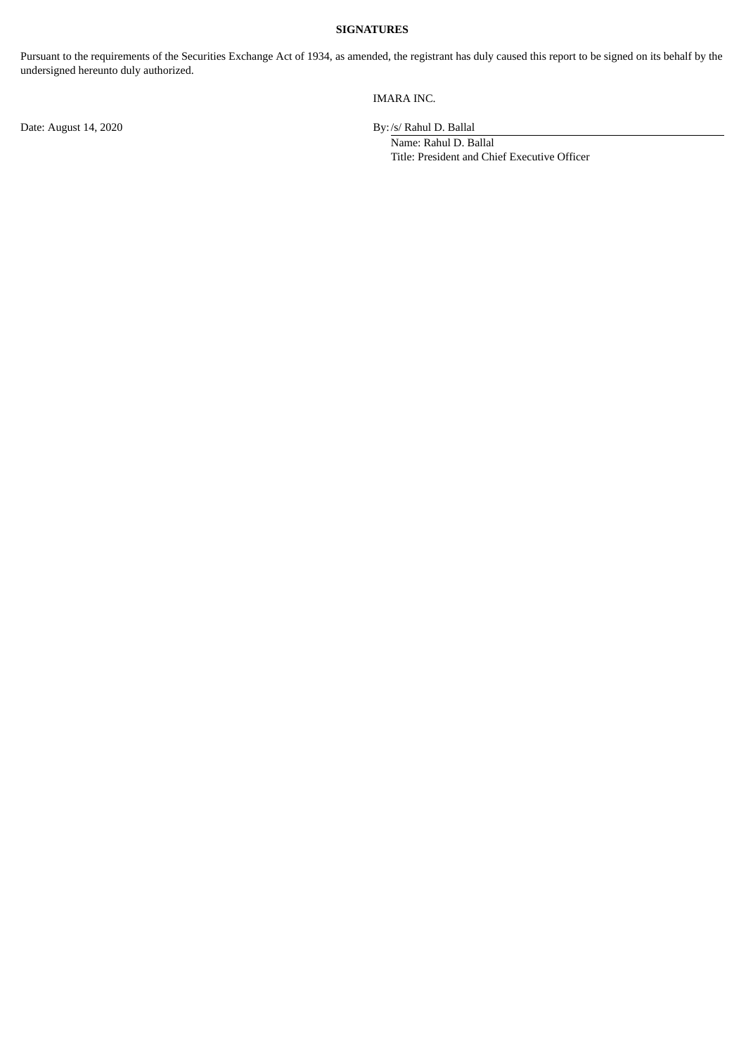**SIGNATURES**

Pursuant to the requirements of the Securities Exchange Act of 1934, as amended, the registrant has duly caused this report to be signed on its behalf by the undersigned hereunto duly authorized.

IMARA INC.

Date: August 14, 2020

By: /s/ Rahul D. Ballal

Name: Rahul D. Ballal

Title: President and Chief Executive Officer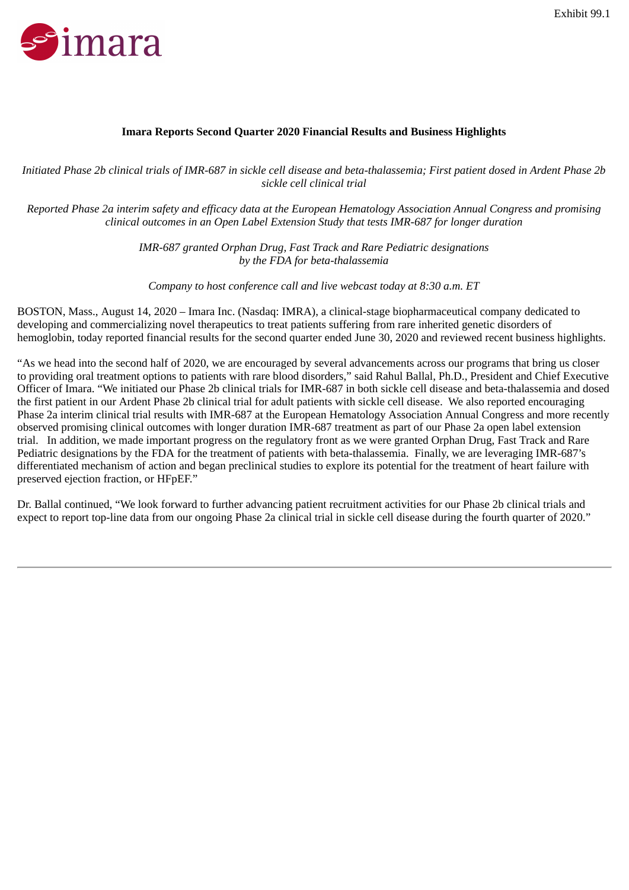Exhibit 99.1

**Imara Reports Second Quarter 2020 Financial Results and Business Highlights**

*Initiated Phase 2b clinical trials of IMR-687 in sickle cell disease and beta-thalassemia; First patient dosed in Ardent Phase 2b sickle cell clinical trial*

*Reported Phase 2a interim safety and efficacy data at the European Hematology Association Annual Congress and promising clinical outcomes in an Open Label Extension Study that tests IMR-687 for longer duration*

*IMR-687 granted Orphan Drug, Fast Track and Rare Pediatric designations by the FDA for beta-thalassemia*

*Company to host conference call and live webcast today at 8:30 a.m. ET*

BOSTON, Mass., August 14, 2020 – Imara Inc. (Nasdaq: IMRA), a clinical-stage biopharmaceutical company dedicated to developing and commercializing novel therapeutics to treat patients suffering from rare inherited genetic disorders of hemoglobin, today reported financial results for the second quarter ended June 30, 2020 and reviewed recent business highlights.

"As we head into the second half of 2020, we are encouraged by several advancements across our programs that bring us closer to providing oral treatment options to patients with rare blood disorders," said Rahul Ballal, Ph.D., President and Chief Executive Officer of Imara. "We initiated our Phase 2b clinical trials for IMR-687 in both sickle cell disease and beta-thalassemia and dosed the first patient in our Ardent Phase 2b clinical trial for adult patients with sickle cell disease. We also reported encouraging Phase 2a interim clinical trial results with IMR-687 at the European Hematology Association Annual Congress and more recently observed promising clinical outcomes with longer duration IMR-687 treatment as part of our Phase 2a open label extension trial. In addition, we made important progress on the regulatory front as we were granted Orphan Drug, Fast Track and Rare Pediatric designations by the FDA for the treatment of patients with beta-thalassemia. Finally, we are leveraging IMR-687's differentiated mechanism of action and began preclinical studies to explore its potential for the treatment of heart failure with preserved ejection fraction, or HFpEF."

Dr. Ballal continued, "We look forward to further advancing patient recruitment activities for our Phase 2b clinical trials and expect to report top-line data from our ongoing Phase 2a clinical trial in sickle cell disease during the fourth quarter of 2020."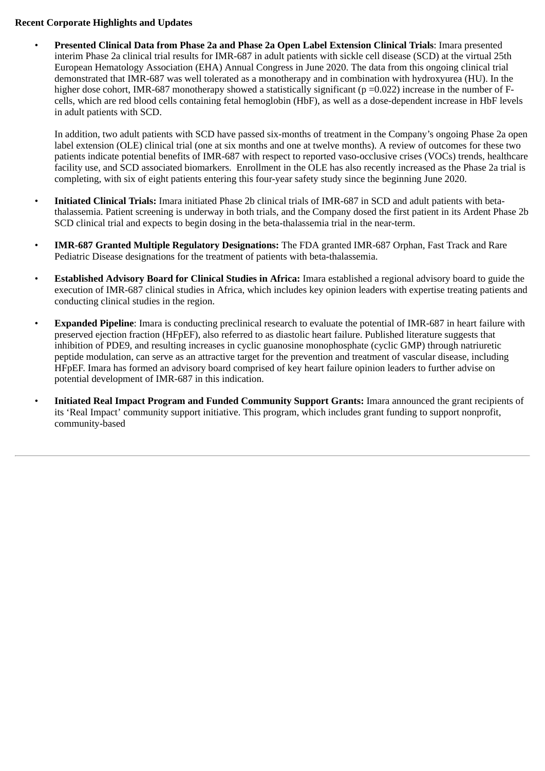**Recent Corporate Highlights and Updates**

- **Presented Clinical Data from Phase 2a and Phase 2a Open Label Extension Clinical Trials**: Imara presented interim Phase 2a clinical trial results for IMR-687 in adult patients with sickle cell disease (SCD) at the virtual 25th European Hematology Association (EHA) Annual Congress in June 2020. The data from this ongoing clinical trial demonstrated that IMR-687 was well tolerated as a monotherapy and in combination with hydroxyurea (HU). In the higher dose cohort, IMR-687 monotherapy showed a statistically significant ($p = 0.022$) increase in the number of F-cells, which are red blood cells containing fetal hemoglobin (HbF), as well as a dose-dependent increase in HbF levels in adult patients with SCD.

  In addition, two adult patients with SCD have passed six-months of treatment in the Company's ongoing Phase 2a open label extension (OLE) clinical trial (one at six months and one at twelve months). A review of outcomes for these two patients indicate potential benefits of IMR-687 with respect to reported vaso-occlusive crises (VOCs) trends, healthcare facility use, and SCD associated biomarkers. Enrollment in the OLE has also recently increased as the Phase 2a trial is completing, with six of eight patients entering this four-year safety study since the beginning June 2020.

- **Initiated Clinical Trials:** Imara initiated Phase 2b clinical trials of IMR-687 in SCD and adult patients with beta-thalassemia. Patient screening is underway in both trials, and the Company dosed the first patient in its Ardent Phase 2b SCD clinical trial and expects to begin dosing in the beta-thalassemia trial in the near-term.

- **IMR-687 Granted Multiple Regulatory Designations:** The FDA granted IMR-687 Orphan, Fast Track and Rare Pediatric Disease designations for the treatment of patients with beta-thalassemia.

- **Established Advisory Board for Clinical Studies in Africa:** Imara established a regional advisory board to guide the execution of IMR-687 clinical studies in Africa, which includes key opinion leaders with expertise treating patients and conducting clinical studies in the region.

- **Expanded Pipeline**: Imara is conducting preclinical research to evaluate the potential of IMR-687 in heart failure with preserved ejection fraction (HFpEF), also referred to as diastolic heart failure. Published literature suggests that inhibition of PDE9, and resulting increases in cyclic guanosine monophosphate (cyclic GMP) through natriuretic peptide modulation, can serve as an attractive target for the prevention and treatment of vascular disease, including HFpEF. Imara has formed an advisory board comprised of key heart failure opinion leaders to further advise on potential development of IMR-687 in this indication.

- **Initiated Real Impact Program and Funded Community Support Grants:** Imara announced the grant recipients of its 'Real Impact' community support initiative. This program, which includes grant funding to support nonprofit, community-based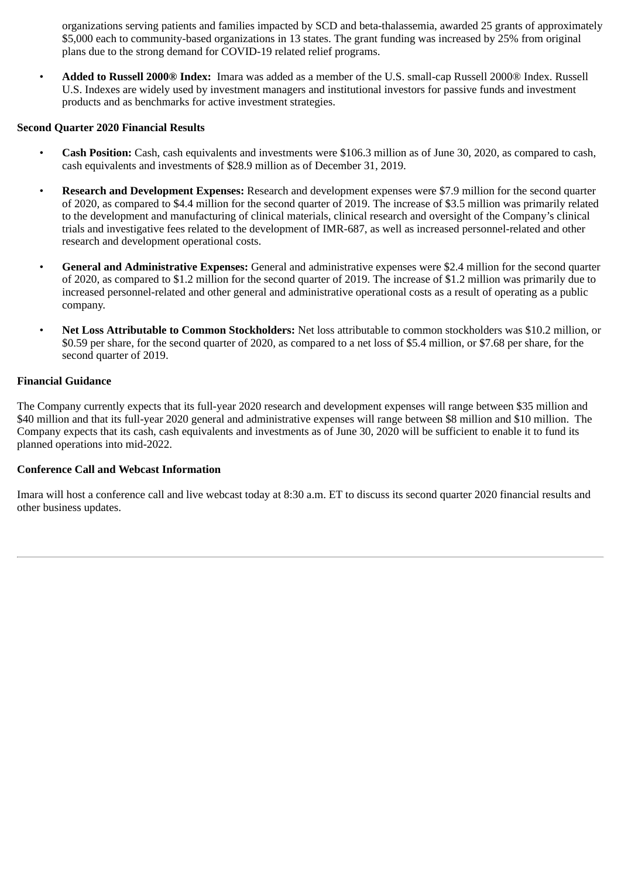organizations serving patients and families impacted by SCD and beta-thalassemia, awarded 25 grants of approximately $5,000 each to community-based organizations in 13 states. The grant funding was increased by 25% from original plans due to the strong demand for COVID-19 related relief programs.

- **Added to Russell 2000® Index:** Imara was added as a member of the U.S. small-cap Russell 2000® Index. Russell U.S. Indexes are widely used by investment managers and institutional investors for passive funds and investment products and as benchmarks for active investment strategies.

**Second Quarter 2020 Financial Results**

- **Cash Position:** Cash, cash equivalents and investments were $106.3 million as of June 30, 2020, as compared to cash, cash equivalents and investments of $28.9 million as of December 31, 2019.
- **Research and Development Expenses:** Research and development expenses were $7.9 million for the second quarter of 2020, as compared to $4.4 million for the second quarter of 2019. The increase of $3.5 million was primarily related to the development and manufacturing of clinical materials, clinical research and oversight of the Company's clinical trials and investigative fees related to the development of IMR-687, as well as increased personnel-related and other research and development operational costs.
- **General and Administrative Expenses:** General and administrative expenses were $2.4 million for the second quarter of 2020, as compared to $1.2 million for the second quarter of 2019. The increase of $1.2 million was primarily due to increased personnel-related and other general and administrative operational costs as a result of operating as a public company.
- **Net Loss Attributable to Common Stockholders:** Net loss attributable to common stockholders was $10.2 million, or $0.59 per share, for the second quarter of 2020, as compared to a net loss of $5.4 million, or $7.68 per share, for the second quarter of 2019.

**Financial Guidance**

The Company currently expects that its full-year 2020 research and development expenses will range between $35 million and $40 million and that its full-year 2020 general and administrative expenses will range between $8 million and $10 million. The Company expects that its cash, cash equivalents and investments as of June 30, 2020 will be sufficient to enable it to fund its planned operations into mid-2022.

**Conference Call and Webcast Information**

Imara will host a conference call and live webcast today at 8:30 a.m. ET to discuss its second quarter 2020 financial results and other business updates.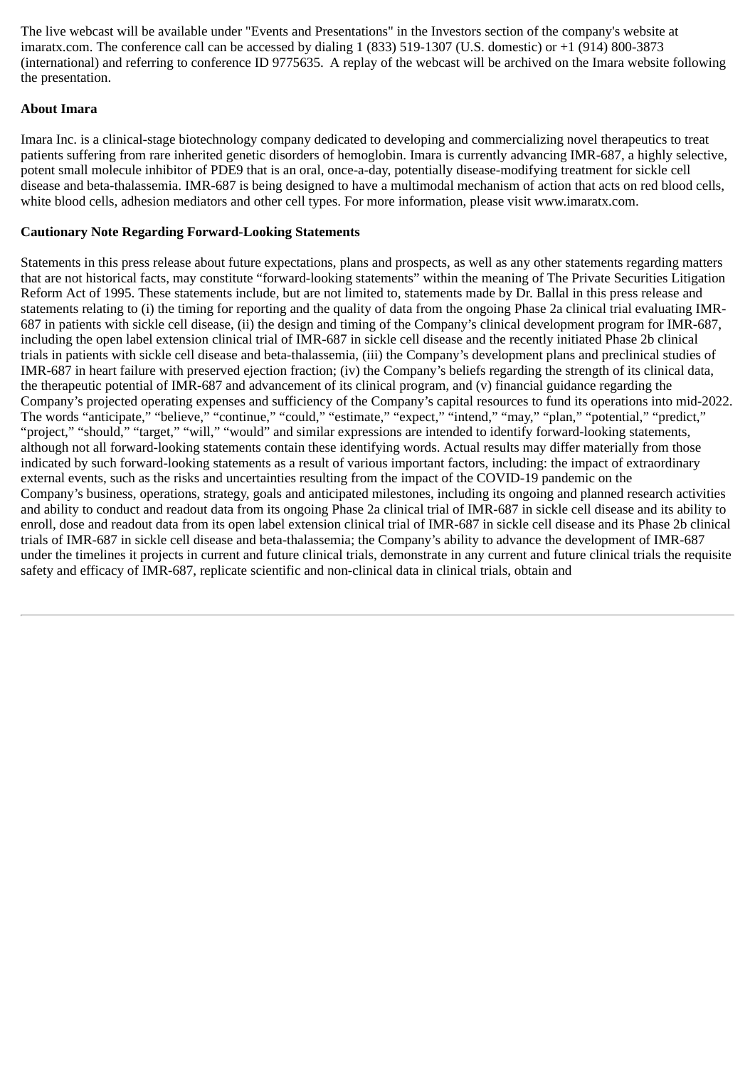The live webcast will be available under "Events and Presentations" in the Investors section of the company's website at imaratx.com. The conference call can be accessed by dialing 1 (833) 519-1307 (U.S. domestic) or +1 (914) 800-3873 (international) and referring to conference ID 9775635. A replay of the webcast will be archived on the Imara website following the presentation.

**About Imara**

Imara Inc. is a clinical-stage biotechnology company dedicated to developing and commercializing novel therapeutics to treat patients suffering from rare inherited genetic disorders of hemoglobin. Imara is currently advancing IMR-687, a highly selective, potent small molecule inhibitor of PDE9 that is an oral, once-a-day, potentially disease-modifying treatment for sickle cell disease and beta-thalassemia. IMR-687 is being designed to have a multimodal mechanism of action that acts on red blood cells, white blood cells, adhesion mediators and other cell types. For more information, please visit www.imaratx.com.

**Cautionary Note Regarding Forward-Looking Statements**

Statements in this press release about future expectations, plans and prospects, as well as any other statements regarding matters that are not historical facts, may constitute "forward-looking statements" within the meaning of The Private Securities Litigation Reform Act of 1995. These statements include, but are not limited to, statements made by Dr. Ballal in this press release and statements relating to (i) the timing for reporting and the quality of data from the ongoing Phase 2a clinical trial evaluating IMR-687 in patients with sickle cell disease, (ii) the design and timing of the Company's clinical development program for IMR-687, including the open label extension clinical trial of IMR-687 in sickle cell disease and the recently initiated Phase 2b clinical trials in patients with sickle cell disease and beta-thalassemia, (iii) the Company's development plans and preclinical studies of IMR-687 in heart failure with preserved ejection fraction; (iv) the Company's beliefs regarding the strength of its clinical data, the therapeutic potential of IMR-687 and advancement of its clinical program, and (v) financial guidance regarding the Company's projected operating expenses and sufficiency of the Company's capital resources to fund its operations into mid-2022. The words "anticipate," "believe," "continue," "could," "estimate," "expect," "intend," "may," "plan," "potential," "predict," "project," "should," "target," "will," "would" and similar expressions are intended to identify forward-looking statements, although not all forward-looking statements contain these identifying words. Actual results may differ materially from those indicated by such forward-looking statements as a result of various important factors, including: the impact of extraordinary external events, such as the risks and uncertainties resulting from the impact of the COVID-19 pandemic on the Company's business, operations, strategy, goals and anticipated milestones, including its ongoing and planned research activities and ability to conduct and readout data from its ongoing Phase 2a clinical trial of IMR-687 in sickle cell disease and its ability to enroll, dose and readout data from its open label extension clinical trial of IMR-687 in sickle cell disease and its Phase 2b clinical trials of IMR-687 in sickle cell disease and beta-thalassemia; the Company's ability to advance the development of IMR-687 under the timelines it projects in current and future clinical trials, demonstrate in any current and future clinical trials the requisite safety and efficacy of IMR-687, replicate scientific and non-clinical data in clinical trials, obtain and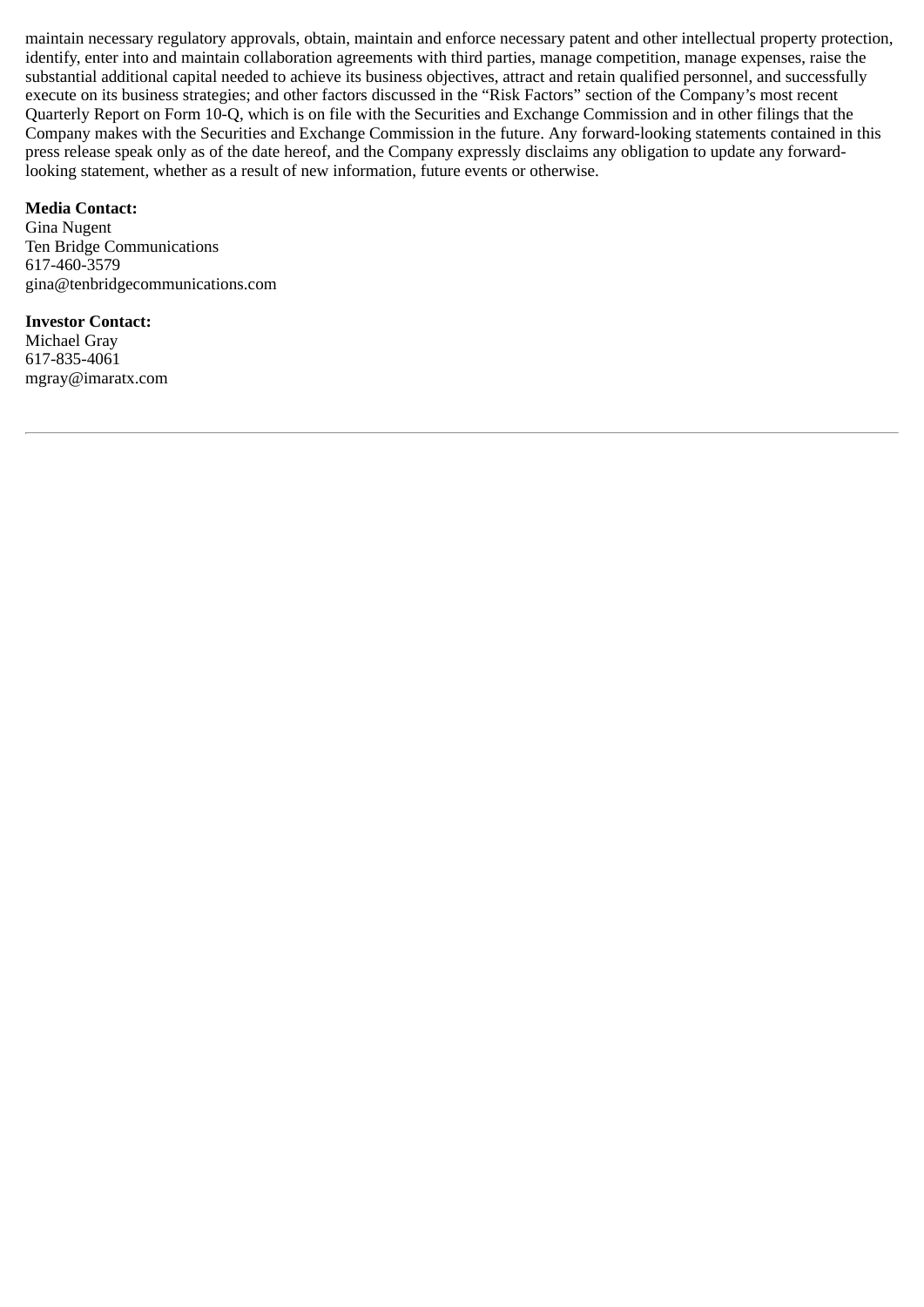maintain necessary regulatory approvals, obtain, maintain and enforce necessary patent and other intellectual property protection, identify, enter into and maintain collaboration agreements with third parties, manage competition, manage expenses, raise the substantial additional capital needed to achieve its business objectives, attract and retain qualified personnel, and successfully execute on its business strategies; and other factors discussed in the "Risk Factors" section of the Company's most recent Quarterly Report on Form 10-Q, which is on file with the Securities and Exchange Commission and in other filings that the Company makes with the Securities and Exchange Commission in the future. Any forward-looking statements contained in this press release speak only as of the date hereof, and the Company expressly disclaims any obligation to update any forward-looking statement, whether as a result of new information, future events or otherwise.

**Media Contact:**
Gina Nugent
Ten Bridge Communications
617-460-3579
gina@tenbridgecommunications.com

**Investor Contact:**
Michael Gray
617-835-4061
mgray@imaratx.com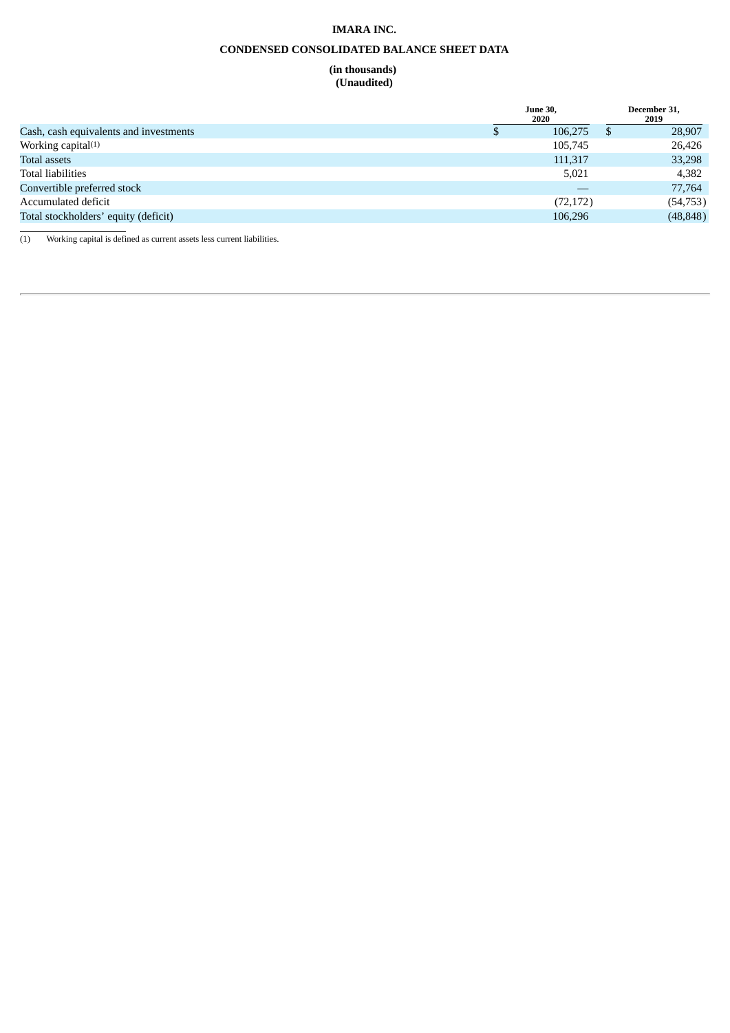**IMARA INC.**

**CONDENSED CONSOLIDATED BALANCE SHEET DATA**

**(in thousands)**
**(Unaudited)**

| | June 30, 2020 | December 31, 2019 |
|---|---|---|
| Cash, cash equivalents and investments | $ 106,275 | $ 28,907 |
| Working capital[(1)] | 105,745 | 26,426 |
| Total assets | 111,317 | 33,298 |
| Total liabilities | 5,021 | 4,382 |
| Convertible preferred stock | — | 77,764 |
| Accumulated deficit | (72,172) | (54,753) |
| Total stockholders' equity (deficit) | 106,296 | (48,848) |

(1) Working capital is defined as current assets less current liabilities.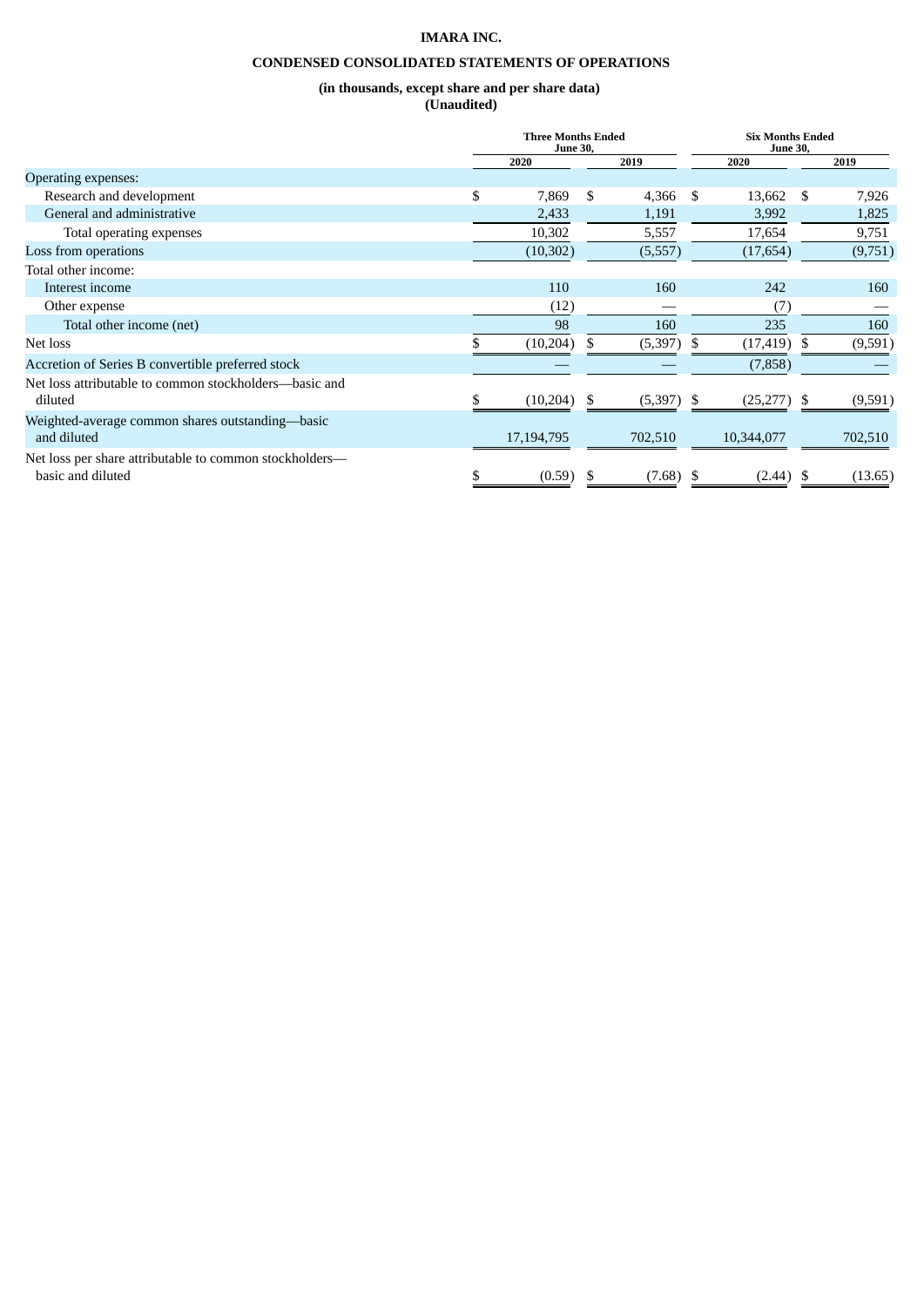**IMARA INC.**

**CONDENSED CONSOLIDATED STATEMENTS OF OPERATIONS**

**(in thousands, except share and per share data)**
**(Unaudited)**

| | Three Months Ended June 30, | | Six Months Ended June 30, | |
|---|---|---|---|---|
| | 2020 | 2019 | 2020 | 2019 |
| Operating expenses: | | | | |
| Research and development | $ 7,869 | $ 4,366 | $ 13,662 | $ 7,926 |
| General and administrative | 2,433 | 1,191 | 3,992 | 1,825 |
| Total operating expenses | 10,302 | 5,557 | 17,654 | 9,751 |
| Loss from operations | (10,302) | (5,557) | (17,654) | (9,751) |
| Total other income: | | | | |
| Interest income | 110 | 160 | 242 | 160 |
| Other expense | (12) | — | (7) | — |
| Total other income (net) | 98 | 160 | 235 | 160 |
| Net loss | $ (10,204) | $ (5,397) | $ (17,419) | $ (9,591) |
| Accretion of Series B convertible preferred stock | — | — | (7,858) | — |
| Net loss attributable to common stockholders—basic and diluted | $ (10,204) | $ (5,397) | $ (25,277) | $ (9,591) |
| Weighted-average common shares outstanding—basic and diluted | 17,194,795 | 702,510 | 10,344,077 | 702,510 |
| Net loss per share attributable to common stockholders—basic and diluted | $ (0.59) | $ (7.68) | $ (2.44) | $ (13.65) |